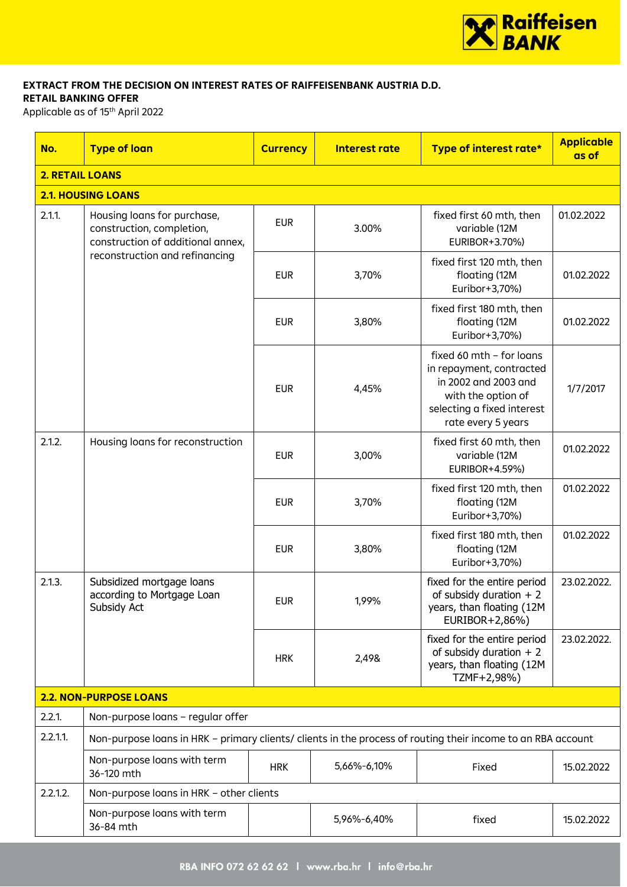**EXTRACT FROM THE DECISION ON INTEREST RATES OF RAIFFEISENBANK AUSTRIA D.D.**
**RETAIL BANKING OFFER**
Applicable as of 15th April 2022

| No. | Type of loan | Currency | Interest rate | Type of interest rate* | Applicable as of |
|---|---|---|---|---|---|
| **2. RETAIL LOANS** | | | | | |
| **2.1. HOUSING LOANS** | | | | | |
| 2.1.1. | Housing loans for purchase, construction, completion, construction of additional annex, reconstruction and refinancing | EUR | 3.00% | fixed first 60 mth, then variable (12M EURIBOR+3.70%) | 01.02.2022 |
| | | EUR | 3,70% | fixed first 120 mth, then floating (12M Euribor+3,70%) | 01.02.2022 |
| | | EUR | 3,80% | fixed first 180 mth, then floating (12M Euribor+3,70%) | 01.02.2022 |
| | | EUR | 4,45% | fixed 60 mth – for loans in repayment, contracted in 2002 and 2003 and with the option of selecting a fixed interest rate every 5 years | 1/7/2017 |
| 2.1.2. | Housing loans for reconstruction | EUR | 3,00% | fixed first 60 mth, then variable (12M EURIBOR+4.59%) | 01.02.2022 |
| | | EUR | 3,70% | fixed first 120 mth, then floating (12M Euribor+3,70%) | 01.02.2022 |
| | | EUR | 3,80% | fixed first 180 mth, then floating (12M Euribor+3,70%) | 01.02.2022 |
| 2.1.3. | Subsidized mortgage loans according to Mortgage Loan Subsidy Act | EUR | 1,99% | fixed for the entire period of subsidy duration + 2 years, than floating (12M EURIBOR+2,86%) | 23.02.2022. |
| | | HRK | 2,49& | fixed for the entire period of subsidy duration + 2 years, than floating (12M TZMF+2,98%) | 23.02.2022. |
| **2.2. NON-PURPOSE LOANS** | | | | | |
| 2.2.1. | Non-purpose loans – regular offer | | | | |
| 2.2.1.1. | Non-purpose loans in HRK – primary clients/ clients in the process of routing their income to an RBA account | | | | |
| | Non-purpose loans with term 36-120 mth | HRK | 5,66%-6,10% | Fixed | 15.02.2022 |
| 2.2.1.2. | Non-purpose loans in HRK – other clients | | | | |
| | Non-purpose loans with term 36-84 mth | | 5,96%-6,40% | fixed | 15.02.2022 |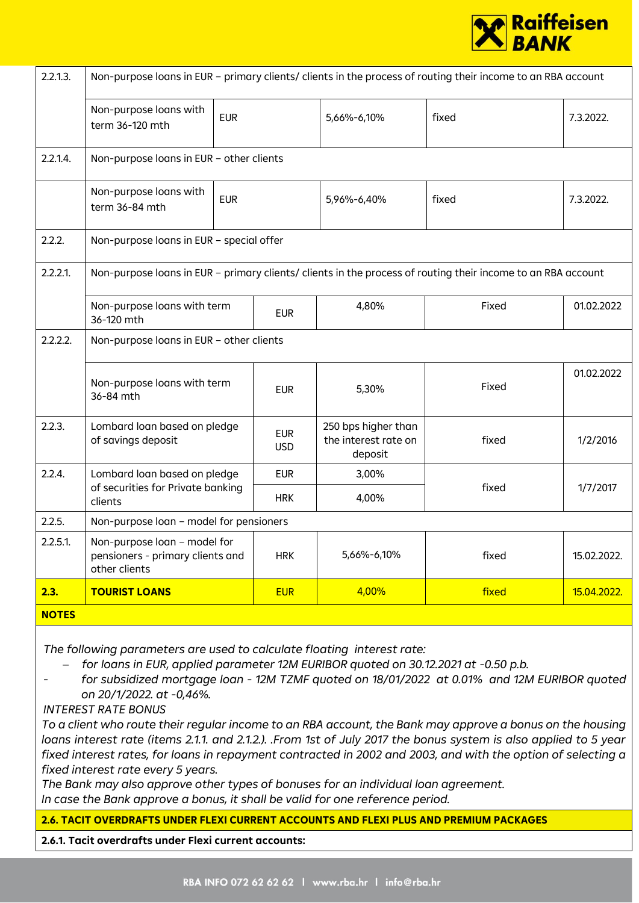| | | | | | |
|---|---|---|---|---|---|
| 2.2.1.3. | Non-purpose loans in EUR – primary clients/ clients in the process of routing their income to an RBA account | | | | |
| | Non-purpose loans with term 36-120 mth | EUR | 5,66%-6,10% | fixed | 7.3.2022. |
| 2.2.1.4. | Non-purpose loans in EUR – other clients | | | | |
| | Non-purpose loans with term 36-84 mth | EUR | 5,96%-6,40% | fixed | 7.3.2022. |
| 2.2.2. | Non-purpose loans in EUR – special offer | | | | |
| 2.2.2.1. | Non-purpose loans in EUR – primary clients/ clients in the process of routing their income to an RBA account | | | | |
| | Non-purpose loans with term 36-120 mth | EUR | 4,80% | Fixed | 01.02.2022 |
| 2.2.2.2. | Non-purpose loans in EUR – other clients | | | | |
| | Non-purpose loans with term 36-84 mth | EUR | 5,30% | Fixed | 01.02.2022 |
| 2.2.3. | Lombard loan based on pledge of savings deposit | EUR USD | 250 bps higher than the interest rate on deposit | fixed | 1/2/2016 |
| 2.2.4. | Lombard loan based on pledge of securities for Private banking clients | EUR | 3,00% | fixed | 1/7/2017 |
| | | HRK | 4,00% | | |
| 2.2.5. | Non-purpose loan – model for pensioners | | | | |
| 2.2.5.1. | Non-purpose loan – model for pensioners - primary clients and other clients | HRK | 5,66%-6,10% | fixed | 15.02.2022. |
| **2.3.** | **TOURIST LOANS** | EUR | 4,00% | fixed | 15.04.2022. |

**NOTES**

*The following parameters are used to calculate floating interest rate:*

- *for loans in EUR, applied parameter 12M EURIBOR quoted on 30.12.2021 at -0.50 p.b.*
- *for subsidized mortgage loan - 12M TZMF quoted on 18/01/2022 at 0.01% and 12M EURIBOR quoted on 20/1/2022. at -0,46%.*

*INTEREST RATE BONUS*

*To a client who route their regular income to an RBA account, the Bank may approve a bonus on the housing loans interest rate (items 2.1.1. and 2.1.2.). .From 1st of July 2017 the bonus system is also applied to 5 year fixed interest rates, for loans in repayment contracted in 2002 and 2003, and with the option of selecting a fixed interest rate every 5 years.*

*The Bank may also approve other types of bonuses for an individual loan agreement.*

*In case the Bank approve a bonus, it shall be valid for one reference period.*

**2.6. TACIT OVERDRAFTS UNDER FLEXI CURRENT ACCOUNTS AND FLEXI PLUS AND PREMIUM PACKAGES**

**2.6.1. Tacit overdrafts under Flexi current accounts:**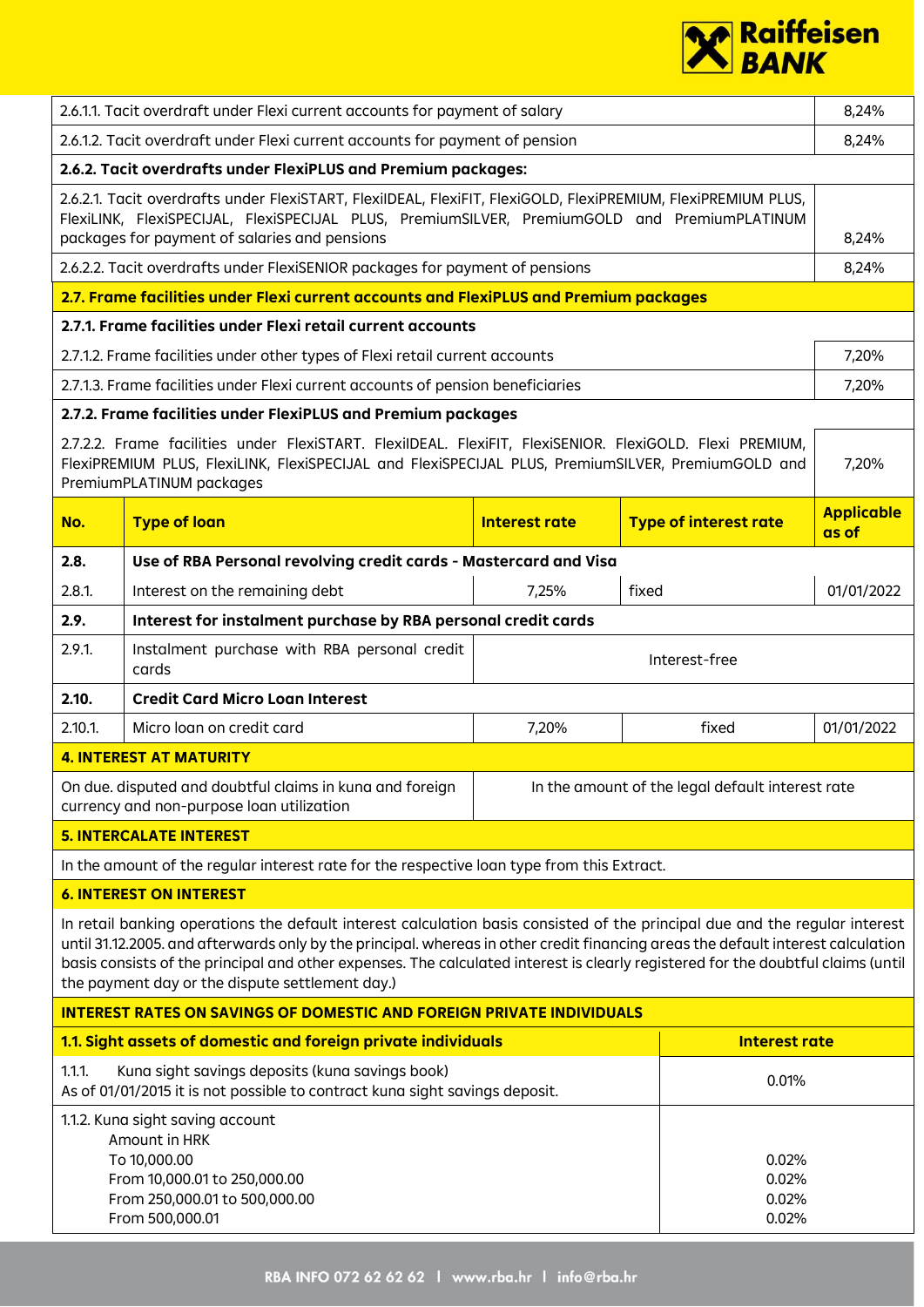| | |
|---|---|
| 2.6.1.1. Tacit overdraft under Flexi current accounts for payment of salary | 8,24% |
| 2.6.1.2. Tacit overdraft under Flexi current accounts for payment of pension | 8,24% |
| **2.6.2. Tacit overdrafts under FlexiPLUS and Premium packages:** | |
| 2.6.2.1. Tacit overdrafts under FlexiSTART, FlexiIDEAL, FlexiFIT, FlexiGOLD, FlexiPREMIUM, FlexiPREMIUM PLUS, FlexiLINK, FlexiSPECIJAL, FlexiSPECIJAL PLUS, PremiumSILVER, PremiumGOLD and PremiumPLATINUM packages for payment of salaries and pensions | 8,24% |
| 2.6.2.2. Tacit overdrafts under FlexiSENIOR packages for payment of pensions | 8,24% |
| **2.7. Frame facilities under Flexi current accounts and FlexiPLUS and Premium packages** | |
| **2.7.1. Frame facilities under Flexi retail current accounts** | |
| 2.7.1.2. Frame facilities under other types of Flexi retail current accounts | 7,20% |
| 2.7.1.3. Frame facilities under Flexi current accounts of pension beneficiaries | 7,20% |
| **2.7.2. Frame facilities under FlexiPLUS and Premium packages** | |
| 2.7.2.2. Frame facilities under FlexiSTART. FlexiIDEAL. FlexiFIT, FlexiSENIOR. FlexiGOLD. Flexi PREMIUM, FlexiPREMIUM PLUS, FlexiLINK, FlexiSPECIJAL and FlexiSPECIJAL PLUS, PremiumSILVER, PremiumGOLD and PremiumPLATINUM packages | 7,20% |

| No. | Type of loan | Interest rate | Type of interest rate | Applicable as of |
|---|---|---|---|---|
| **2.8.** | **Use of RBA Personal revolving credit cards - Mastercard and Visa** | | | |
| 2.8.1. | Interest on the remaining debt | 7,25% | fixed | 01/01/2022 |
| **2.9.** | **Interest for instalment purchase by RBA personal credit cards** | | | |
| 2.9.1. | Instalment purchase with RBA personal credit cards | Interest-free | | |
| **2.10.** | **Credit Card Micro Loan Interest** | | | |
| 2.10.1. | Micro loan on credit card | 7,20% | fixed | 01/01/2022 |

**4. INTEREST AT MATURITY**

| | |
|---|---|
| On due. disputed and doubtful claims in kuna and foreign currency and non-purpose loan utilization | In the amount of the legal default interest rate |

**5. INTERCALATE INTEREST**

In the amount of the regular interest rate for the respective loan type from this Extract.

**6. INTEREST ON INTEREST**

In retail banking operations the default interest calculation basis consisted of the principal due and the regular interest until 31.12.2005. and afterwards only by the principal. whereas in other credit financing areas the default interest calculation basis consists of the principal and other expenses. The calculated interest is clearly registered for the doubtful claims (until the payment day or the dispute settlement day.)

**INTEREST RATES ON SAVINGS OF DOMESTIC AND FOREIGN PRIVATE INDIVIDUALS**

| 1.1. Sight assets of domestic and foreign private individuals | Interest rate |
|---|---|
| 1.1.1. Kuna sight savings deposits (kuna savings book)<br>As of 01/01/2015 it is not possible to contract kuna sight savings deposit. | 0.01% |
| 1.1.2. Kuna sight saving account<br>Amount in HRK<br>To 10,000.00<br>From 10,000.01 to 250,000.00<br>From 250,000.01 to 500,000.00<br>From 500,000.01 | <br><br>0.02%<br>0.02%<br>0.02%<br>0.02% |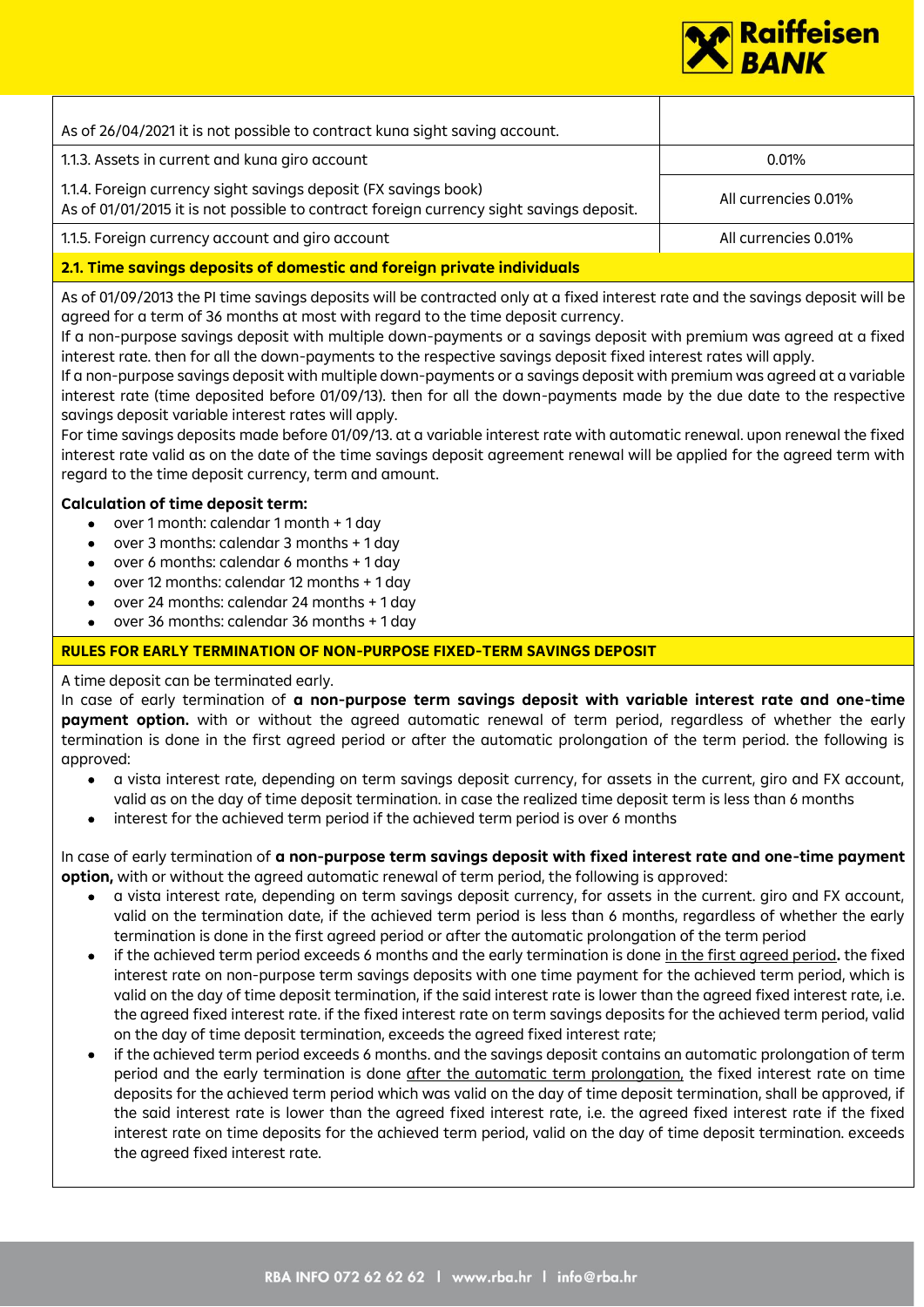| | |
|---|---|
| As of 26/04/2021 it is not possible to contract kuna sight saving account. | |
| 1.1.3. Assets in current and kuna giro account | 0.01% |
| 1.1.4. Foreign currency sight savings deposit (FX savings book)<br>As of 01/01/2015 it is not possible to contract foreign currency sight savings deposit. | All currencies 0.01% |
| 1.1.5. Foreign currency account and giro account | All currencies 0.01% |

## 2.1. Time savings deposits of domestic and foreign private individuals

As of 01/09/2013 the PI time savings deposits will be contracted only at a fixed interest rate and the savings deposit will be agreed for a term of 36 months at most with regard to the time deposit currency.
If a non-purpose savings deposit with multiple down-payments or a savings deposit with premium was agreed at a fixed interest rate. then for all the down-payments to the respective savings deposit fixed interest rates will apply.
If a non-purpose savings deposit with multiple down-payments or a savings deposit with premium was agreed at a variable interest rate (time deposited before 01/09/13). then for all the down-payments made by the due date to the respective savings deposit variable interest rates will apply.
For time savings deposits made before 01/09/13. at a variable interest rate with automatic renewal. upon renewal the fixed interest rate valid as on the date of the time savings deposit agreement renewal will be applied for the agreed term with regard to the time deposit currency, term and amount.

**Calculation of time deposit term:**

- over 1 month: calendar 1 month + 1 day
- over 3 months: calendar 3 months + 1 day
- over 6 months: calendar 6 months + 1 day
- over 12 months: calendar 12 months + 1 day
- over 24 months: calendar 24 months + 1 day
- over 36 months: calendar 36 months + 1 day

## RULES FOR EARLY TERMINATION OF NON-PURPOSE FIXED-TERM SAVINGS DEPOSIT

A time deposit can be terminated early.
In case of early termination of **a non-purpose term savings deposit with variable interest rate and one-time payment option.** with or without the agreed automatic renewal of term period, regardless of whether the early termination is done in the first agreed period or after the automatic prolongation of the term period. the following is approved:

- a vista interest rate, depending on term savings deposit currency, for assets in the current, giro and FX account, valid as on the day of time deposit termination. in case the realized time deposit term is less than 6 months
- interest for the achieved term period if the achieved term period is over 6 months

In case of early termination of **a non-purpose term savings deposit with fixed interest rate and one-time payment option,** with or without the agreed automatic renewal of term period, the following is approved:

- a vista interest rate, depending on term savings deposit currency, for assets in the current. giro and FX account, valid on the termination date, if the achieved term period is less than 6 months, regardless of whether the early termination is done in the first agreed period or after the automatic prolongation of the term period
- if the achieved term period exceeds 6 months and the early termination is done <u>in the first agreed period</u>**.** the fixed interest rate on non-purpose term savings deposits with one time payment for the achieved term period, which is valid on the day of time deposit termination, if the said interest rate is lower than the agreed fixed interest rate, i.e. the agreed fixed interest rate. if the fixed interest rate on term savings deposits for the achieved term period, valid on the day of time deposit termination, exceeds the agreed fixed interest rate;
- if the achieved term period exceeds 6 months. and the savings deposit contains an automatic prolongation of term period and the early termination is done <u>after the automatic term prolongation</u>, the fixed interest rate on time deposits for the achieved term period which was valid on the day of time deposit termination, shall be approved, if the said interest rate is lower than the agreed fixed interest rate, i.e. the agreed fixed interest rate if the fixed interest rate on time deposits for the achieved term period, valid on the day of time deposit termination. exceeds the agreed fixed interest rate.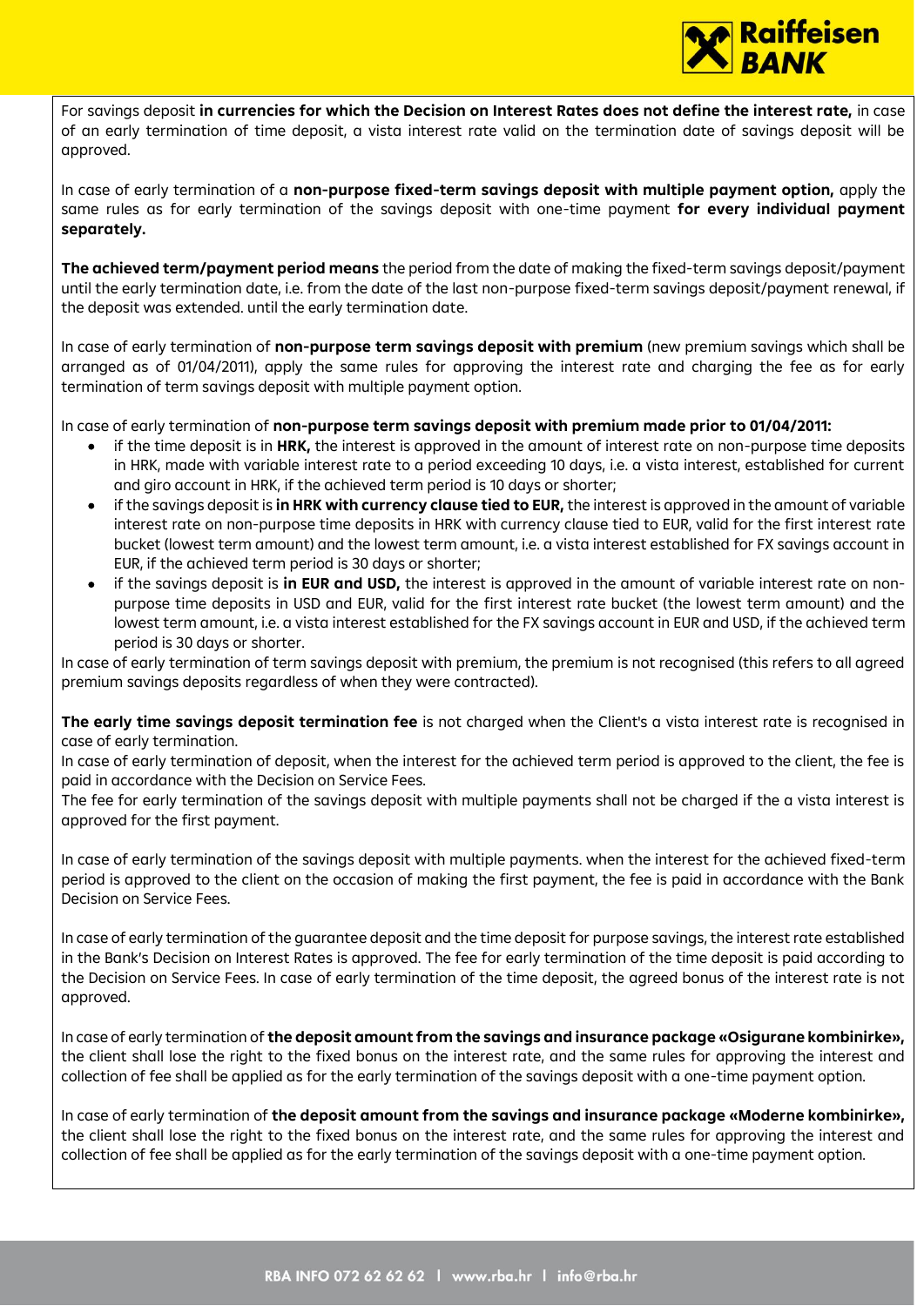For savings deposit **in currencies for which the Decision on Interest Rates does not define the interest rate,** in case of an early termination of time deposit, a vista interest rate valid on the termination date of savings deposit will be approved.

In case of early termination of a **non-purpose fixed-term savings deposit with multiple payment option,** apply the same rules as for early termination of the savings deposit with one-time payment **for every individual payment separately.**

**The achieved term/payment period means** the period from the date of making the fixed-term savings deposit/payment until the early termination date, i.e. from the date of the last non-purpose fixed-term savings deposit/payment renewal, if the deposit was extended. until the early termination date.

In case of early termination of **non-purpose term savings deposit with premium** (new premium savings which shall be arranged as of 01/04/2011), apply the same rules for approving the interest rate and charging the fee as for early termination of term savings deposit with multiple payment option.

In case of early termination of **non-purpose term savings deposit with premium made prior to 01/04/2011:**

- if the time deposit is in **HRK,** the interest is approved in the amount of interest rate on non-purpose time deposits in HRK, made with variable interest rate to a period exceeding 10 days, i.e. a vista interest, established for current and giro account in HRK, if the achieved term period is 10 days or shorter;
- if the savings deposit is **in HRK with currency clause tied to EUR,** the interest is approved in the amount of variable interest rate on non-purpose time deposits in HRK with currency clause tied to EUR, valid for the first interest rate bucket (lowest term amount) and the lowest term amount, i.e. a vista interest established for FX savings account in EUR, if the achieved term period is 30 days or shorter;
- if the savings deposit is **in EUR and USD,** the interest is approved in the amount of variable interest rate on non-purpose time deposits in USD and EUR, valid for the first interest rate bucket (the lowest term amount) and the lowest term amount, i.e. a vista interest established for the FX savings account in EUR and USD, if the achieved term period is 30 days or shorter.

In case of early termination of term savings deposit with premium, the premium is not recognised (this refers to all agreed premium savings deposits regardless of when they were contracted).

**The early time savings deposit termination fee** is not charged when the Client's a vista interest rate is recognised in case of early termination.
In case of early termination of deposit, when the interest for the achieved term period is approved to the client, the fee is paid in accordance with the Decision on Service Fees.
The fee for early termination of the savings deposit with multiple payments shall not be charged if the a vista interest is approved for the first payment.

In case of early termination of the savings deposit with multiple payments. when the interest for the achieved fixed-term period is approved to the client on the occasion of making the first payment, the fee is paid in accordance with the Bank Decision on Service Fees.

In case of early termination of the guarantee deposit and the time deposit for purpose savings, the interest rate established in the Bank's Decision on Interest Rates is approved. The fee for early termination of the time deposit is paid according to the Decision on Service Fees. In case of early termination of the time deposit, the agreed bonus of the interest rate is not approved.

In case of early termination of **the deposit amount from the savings and insurance package «Osigurane kombinirke»,** the client shall lose the right to the fixed bonus on the interest rate, and the same rules for approving the interest and collection of fee shall be applied as for the early termination of the savings deposit with a one-time payment option.

In case of early termination of **the deposit amount from the savings and insurance package «Moderne kombinirke»,** the client shall lose the right to the fixed bonus on the interest rate, and the same rules for approving the interest and collection of fee shall be applied as for the early termination of the savings deposit with a one-time payment option.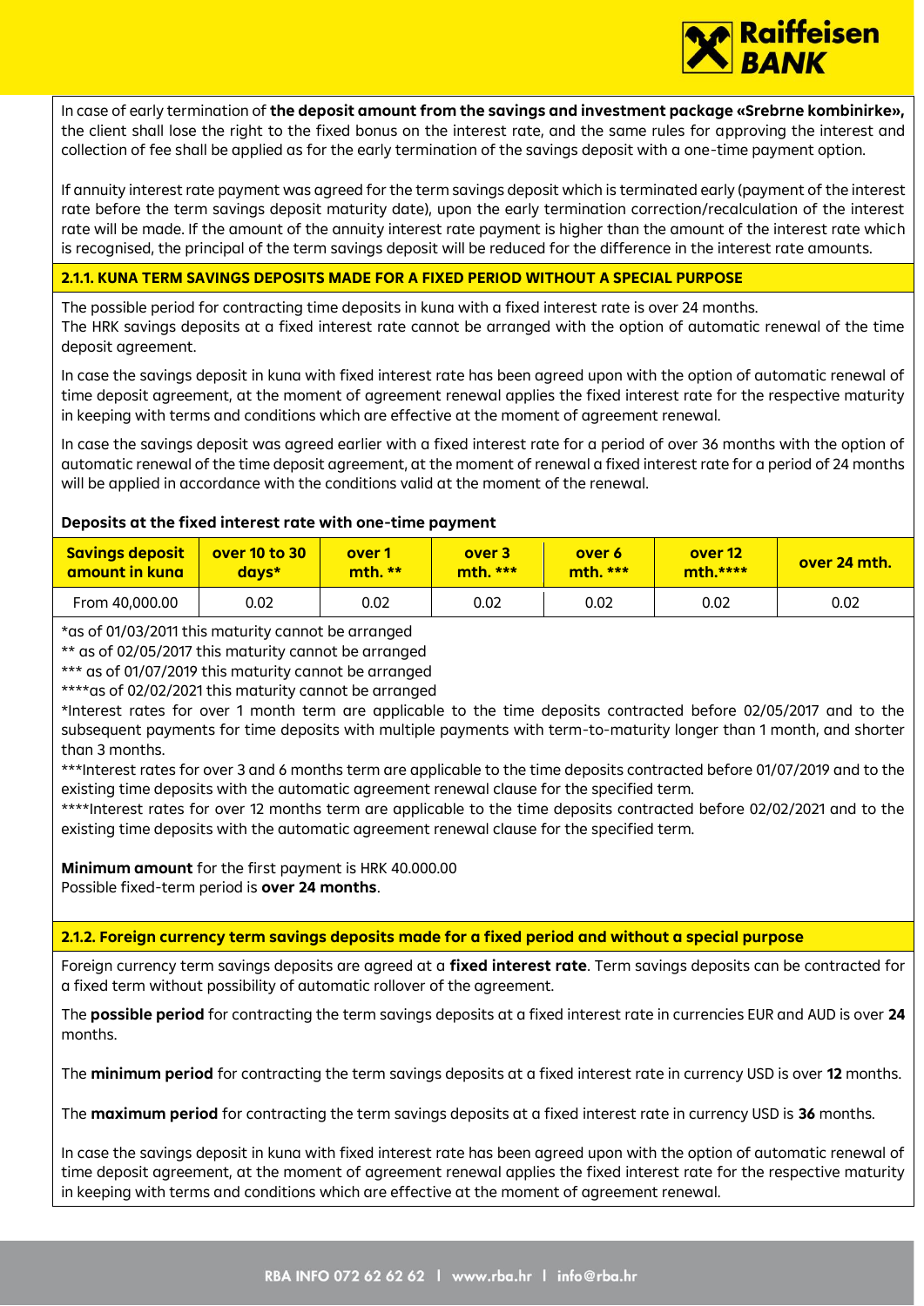In case of early termination of **the deposit amount from the savings and investment package «Srebrne kombinirke»,** the client shall lose the right to the fixed bonus on the interest rate, and the same rules for approving the interest and collection of fee shall be applied as for the early termination of the savings deposit with a one-time payment option.

If annuity interest rate payment was agreed for the term savings deposit which is terminated early (payment of the interest rate before the term savings deposit maturity date), upon the early termination correction/recalculation of the interest rate will be made. If the amount of the annuity interest rate payment is higher than the amount of the interest rate which is recognised, the principal of the term savings deposit will be reduced for the difference in the interest rate amounts.

### 2.1.1. KUNA TERM SAVINGS DEPOSITS MADE FOR A FIXED PERIOD WITHOUT A SPECIAL PURPOSE

The possible period for contracting time deposits in kuna with a fixed interest rate is over 24 months.
The HRK savings deposits at a fixed interest rate cannot be arranged with the option of automatic renewal of the time deposit agreement.

In case the savings deposit in kuna with fixed interest rate has been agreed upon with the option of automatic renewal of time deposit agreement, at the moment of agreement renewal applies the fixed interest rate for the respective maturity in keeping with terms and conditions which are effective at the moment of agreement renewal.

In case the savings deposit was agreed earlier with a fixed interest rate for a period of over 36 months with the option of automatic renewal of the time deposit agreement, at the moment of renewal a fixed interest rate for a period of 24 months will be applied in accordance with the conditions valid at the moment of the renewal.

**Deposits at the fixed interest rate with one-time payment**

| Savings deposit amount in kuna | over 10 to 30 days* | over 1 mth. ** | over 3 mth. *** | over 6 mth. *** | over 12 mth.**** | over 24 mth. |
|---|---|---|---|---|---|---|
| From 40,000.00 | 0.02 | 0.02 | 0.02 | 0.02 | 0.02 | 0.02 |

*as of 01/03/2011 this maturity cannot be arranged
** as of 02/05/2017 this maturity cannot be arranged
*** as of 01/07/2019 this maturity cannot be arranged
****as of 02/02/2021 this maturity cannot be arranged
*Interest rates for over 1 month term are applicable to the time deposits contracted before 02/05/2017 and to the subsequent payments for time deposits with multiple payments with term-to-maturity longer than 1 month, and shorter than 3 months.
***Interest rates for over 3 and 6 months term are applicable to the time deposits contracted before 01/07/2019 and to the existing time deposits with the automatic agreement renewal clause for the specified term.
****Interest rates for over 12 months term are applicable to the time deposits contracted before 02/02/2021 and to the existing time deposits with the automatic agreement renewal clause for the specified term.

**Minimum amount** for the first payment is HRK 40.000.00
Possible fixed-term period is **over 24 months**.

### 2.1.2. Foreign currency term savings deposits made for a fixed period and without a special purpose

Foreign currency term savings deposits are agreed at a **fixed interest rate**. Term savings deposits can be contracted for a fixed term without possibility of automatic rollover of the agreement.

The **possible period** for contracting the term savings deposits at a fixed interest rate in currencies EUR and AUD is over **24** months.

The **minimum period** for contracting the term savings deposits at a fixed interest rate in currency USD is over **12** months.

The **maximum period** for contracting the term savings deposits at a fixed interest rate in currency USD is **36** months.

In case the savings deposit in kuna with fixed interest rate has been agreed upon with the option of automatic renewal of time deposit agreement, at the moment of agreement renewal applies the fixed interest rate for the respective maturity in keeping with terms and conditions which are effective at the moment of agreement renewal.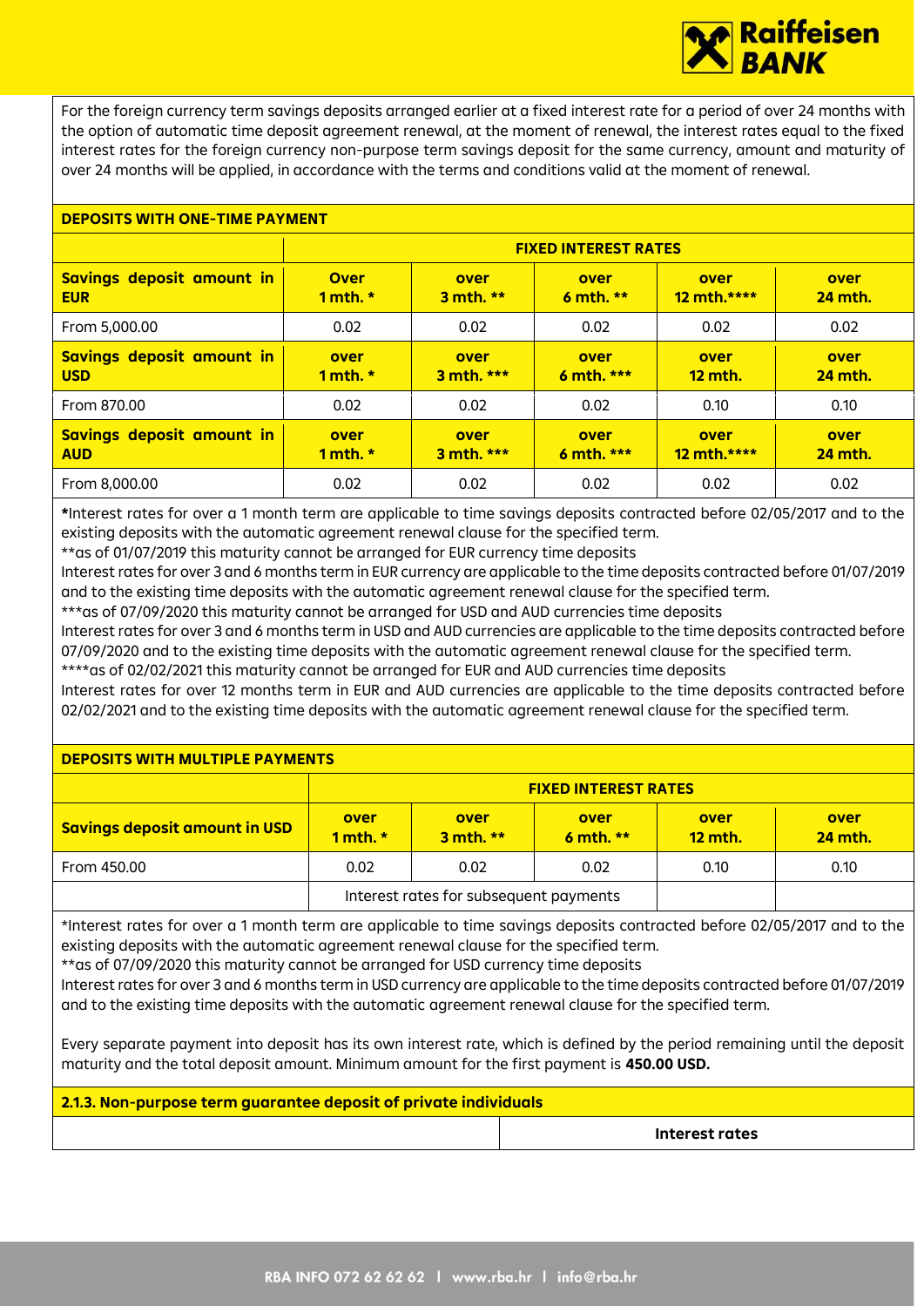For the foreign currency term savings deposits arranged earlier at a fixed interest rate for a period of over 24 months with the option of automatic time deposit agreement renewal, at the moment of renewal, the interest rates equal to the fixed interest rates for the foreign currency non-purpose term savings deposit for the same currency, amount and maturity of over 24 months will be applied, in accordance with the terms and conditions valid at the moment of renewal.

**DEPOSITS WITH ONE-TIME PAYMENT**

| | **FIXED INTEREST RATES** | | | | |
|---|---|---|---|---|---|
| **Savings deposit amount in EUR** | **Over 1 mth. *** | **over 3 mth. **** | **over 6 mth. **** | **over 12 mth.******** | **over 24 mth.** |
| From 5,000.00 | 0.02 | 0.02 | 0.02 | 0.02 | 0.02 |
| **Savings deposit amount in USD** | **over 1 mth. *** | **over 3 mth. ****** | **over 6 mth. ****** | **over 12 mth.** | **over 24 mth.** |
| From 870.00 | 0.02 | 0.02 | 0.02 | 0.10 | 0.10 |
| **Savings deposit amount in AUD** | **over 1 mth. *** | **over 3 mth. ****** | **over 6 mth. ****** | **over 12 mth.******** | **over 24 mth.** |
| From 8,000.00 | 0.02 | 0.02 | 0.02 | 0.02 | 0.02 |

*Interest rates for over a 1 month term are applicable to time savings deposits contracted before 02/05/2017 and to the existing deposits with the automatic agreement renewal clause for the specified term.
**as of 01/07/2019 this maturity cannot be arranged for EUR currency time deposits
Interest rates for over 3 and 6 months term in EUR currency are applicable to the time deposits contracted before 01/07/2019 and to the existing time deposits with the automatic agreement renewal clause for the specified term.
***as of 07/09/2020 this maturity cannot be arranged for USD and AUD currencies time deposits
Interest rates for over 3 and 6 months term in USD and AUD currencies are applicable to the time deposits contracted before 07/09/2020 and to the existing time deposits with the automatic agreement renewal clause for the specified term.
****as of 02/02/2021 this maturity cannot be arranged for EUR and AUD currencies time deposits
Interest rates for over 12 months term in EUR and AUD currencies are applicable to the time deposits contracted before 02/02/2021 and to the existing time deposits with the automatic agreement renewal clause for the specified term.

**DEPOSITS WITH MULTIPLE PAYMENTS**

| | **FIXED INTEREST RATES** | | | | |
|---|---|---|---|---|---|
| **Savings deposit amount in USD** | **over 1 mth. *** | **over 3 mth. **** | **over 6 mth. **** | **over 12 mth.** | **over 24 mth.** |
| From 450.00 | 0.02 | 0.02 | 0.02 | 0.10 | 0.10 |
| | Interest rates for subsequent payments | | | | |

*Interest rates for over a 1 month term are applicable to time savings deposits contracted before 02/05/2017 and to the existing deposits with the automatic agreement renewal clause for the specified term.
**as of 07/09/2020 this maturity cannot be arranged for USD currency time deposits
Interest rates for over 3 and 6 months term in USD currency are applicable to the time deposits contracted before 01/07/2019 and to the existing time deposits with the automatic agreement renewal clause for the specified term.

Every separate payment into deposit has its own interest rate, which is defined by the period remaining until the deposit maturity and the total deposit amount. Minimum amount for the first payment is **450.00 USD.**

**2.1.3. Non-purpose term guarantee deposit of private individuals**

| | **Interest rates** |
|---|---|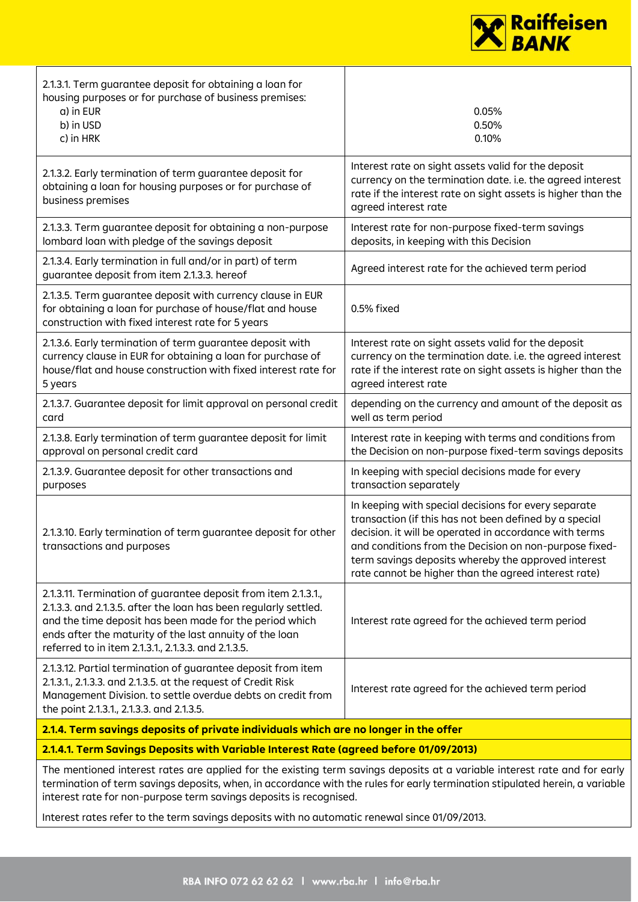| | |
|---|---|
| 2.1.3.1. Term guarantee deposit for obtaining a loan for housing purposes or for purchase of business premises:<br>a) in EUR<br>b) in USD<br>c) in HRK | <br><br>0.05%<br>0.50%<br>0.10% |
| 2.1.3.2. Early termination of term guarantee deposit for obtaining a loan for housing purposes or for purchase of business premises | Interest rate on sight assets valid for the deposit currency on the termination date. i.e. the agreed interest rate if the interest rate on sight assets is higher than the agreed interest rate |
| 2.1.3.3. Term guarantee deposit for obtaining a non-purpose lombard loan with pledge of the savings deposit | Interest rate for non-purpose fixed-term savings deposits, in keeping with this Decision |
| 2.1.3.4. Early termination in full and/or in part) of term guarantee deposit from item 2.1.3.3. hereof | Agreed interest rate for the achieved term period |
| 2.1.3.5. Term guarantee deposit with currency clause in EUR for obtaining a loan for purchase of house/flat and house construction with fixed interest rate for 5 years | 0.5% fixed |
| 2.1.3.6. Early termination of term guarantee deposit with currency clause in EUR for obtaining a loan for purchase of house/flat and house construction with fixed interest rate for 5 years | Interest rate on sight assets valid for the deposit currency on the termination date. i.e. the agreed interest rate if the interest rate on sight assets is higher than the agreed interest rate |
| 2.1.3.7. Guarantee deposit for limit approval on personal credit card | depending on the currency and amount of the deposit as well as term period |
| 2.1.3.8. Early termination of term guarantee deposit for limit approval on personal credit card | Interest rate in keeping with terms and conditions from the Decision on non-purpose fixed-term savings deposits |
| 2.1.3.9. Guarantee deposit for other transactions and purposes | In keeping with special decisions made for every transaction separately |
| 2.1.3.10. Early termination of term guarantee deposit for other transactions and purposes | In keeping with special decisions for every separate transaction (if this has not been defined by a special decision. it will be operated in accordance with terms and conditions from the Decision on non-purpose fixed-term savings deposits whereby the approved interest rate cannot be higher than the agreed interest rate) |
| 2.1.3.11. Termination of guarantee deposit from item 2.1.3.1., 2.1.3.3. and 2.1.3.5. after the loan has been regularly settled. and the time deposit has been made for the period which ends after the maturity of the last annuity of the loan referred to in item 2.1.3.1., 2.1.3.3. and 2.1.3.5. | Interest rate agreed for the achieved term period |
| 2.1.3.12. Partial termination of guarantee deposit from item 2.1.3.1., 2.1.3.3. and 2.1.3.5. at the request of Credit Risk Management Division. to settle overdue debts on credit from the point 2.1.3.1., 2.1.3.3. and 2.1.3.5. | Interest rate agreed for the achieved term period |

**2.1.4. Term savings deposits of private individuals which are no longer in the offer**

**2.1.4.1. Term Savings Deposits with Variable Interest Rate (agreed before 01/09/2013)**

The mentioned interest rates are applied for the existing term savings deposits at a variable interest rate and for early termination of term savings deposits, when, in accordance with the rules for early termination stipulated herein, a variable interest rate for non-purpose term savings deposits is recognised.

Interest rates refer to the term savings deposits with no automatic renewal since 01/09/2013.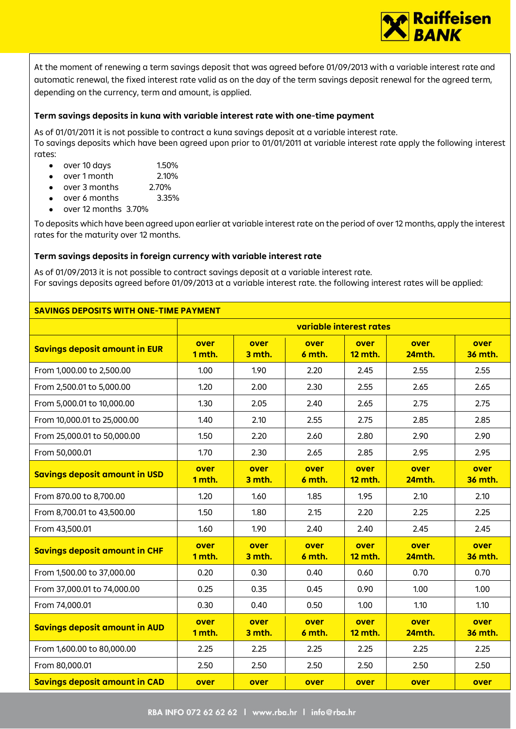At the moment of renewing a term savings deposit that was agreed before 01/09/2013 with a variable interest rate and automatic renewal, the fixed interest rate valid as on the day of the term savings deposit renewal for the agreed term, depending on the currency, term and amount, is applied.

**Term savings deposits in kuna with variable interest rate with one-time payment**

As of 01/01/2011 it is not possible to contract a kuna savings deposit at a variable interest rate.
To savings deposits which have been agreed upon prior to 01/01/2011 at variable interest rate apply the following interest rates:

- over 10 days 1.50%
- over 1 month 2.10%
- over 3 months 2.70%
- over 6 months 3.35%
- over 12 months 3.70%

To deposits which have been agreed upon earlier at variable interest rate on the period of over 12 months, apply the interest rates for the maturity over 12 months.

**Term savings deposits in foreign currency with variable interest rate**

As of 01/09/2013 it is not possible to contract savings deposit at a variable interest rate.
For savings deposits agreed before 01/09/2013 at a variable interest rate. the following interest rates will be applied:

| SAVINGS DEPOSITS WITH ONE-TIME PAYMENT | | | | | | |
|---|---|---|---|---|---|---|
| | variable interest rates | | | | | |
| **Savings deposit amount in EUR** | **over 1 mth.** | **over 3 mth.** | **over 6 mth.** | **over 12 mth.** | **over 24mth.** | **over 36 mth.** |
| From 1,000.00 to 2,500.00 | 1.00 | 1.90 | 2.20 | 2.45 | 2.55 | 2.55 |
| From 2,500.01 to 5,000.00 | 1.20 | 2.00 | 2.30 | 2.55 | 2.65 | 2.65 |
| From 5,000.01 to 10,000.00 | 1.30 | 2.05 | 2.40 | 2.65 | 2.75 | 2.75 |
| From 10,000.01 to 25,000.00 | 1.40 | 2.10 | 2.55 | 2.75 | 2.85 | 2.85 |
| From 25,000.01 to 50,000.00 | 1.50 | 2.20 | 2.60 | 2.80 | 2.90 | 2.90 |
| From 50,000.01 | 1.70 | 2.30 | 2.65 | 2.85 | 2.95 | 2.95 |
| **Savings deposit amount in USD** | **over 1 mth.** | **over 3 mth.** | **over 6 mth.** | **over 12 mth.** | **over 24mth.** | **over 36 mth.** |
| From 870.00 to 8,700.00 | 1.20 | 1.60 | 1.85 | 1.95 | 2.10 | 2.10 |
| From 8,700.01 to 43,500.00 | 1.50 | 1.80 | 2.15 | 2.20 | 2.25 | 2.25 |
| From 43,500.01 | 1.60 | 1.90 | 2.40 | 2.40 | 2.45 | 2.45 |
| **Savings deposit amount in CHF** | **over 1 mth.** | **over 3 mth.** | **over 6 mth.** | **over 12 mth.** | **over 24mth.** | **over 36 mth.** |
| From 1,500.00 to 37,000.00 | 0.20 | 0.30 | 0.40 | 0.60 | 0.70 | 0.70 |
| From 37,000.01 to 74,000.00 | 0.25 | 0.35 | 0.45 | 0.90 | 1.00 | 1.00 |
| From 74,000.01 | 0.30 | 0.40 | 0.50 | 1.00 | 1.10 | 1.10 |
| **Savings deposit amount in AUD** | **over 1 mth.** | **over 3 mth.** | **over 6 mth.** | **over 12 mth.** | **over 24mth.** | **over 36 mth.** |
| From 1,600.00 to 80,000.00 | 2.25 | 2.25 | 2.25 | 2.25 | 2.25 | 2.25 |
| From 80,000.01 | 2.50 | 2.50 | 2.50 | 2.50 | 2.50 | 2.50 |
| **Savings deposit amount in CAD** | **over** | **over** | **over** | **over** | **over** | **over** |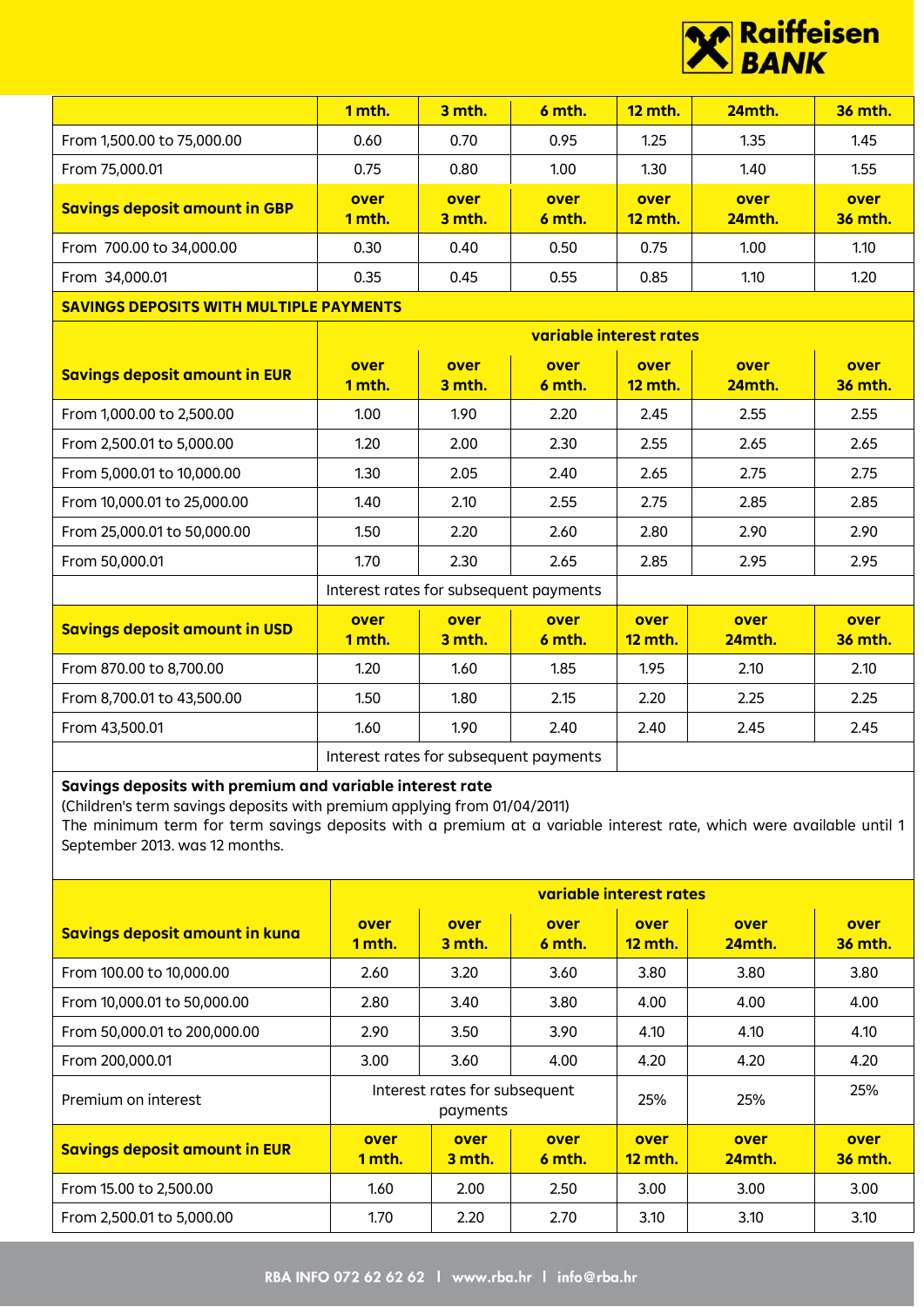| | 1 mth. | 3 mth. | 6 mth. | 12 mth. | 24mth. | 36 mth. |
|---|---|---|---|---|---|---|
| From 1,500.00 to 75,000.00 | 0.60 | 0.70 | 0.95 | 1.25 | 1.35 | 1.45 |
| From 75,000.01 | 0.75 | 0.80 | 1.00 | 1.30 | 1.40 | 1.55 |
| **Savings deposit amount in GBP** | **over 1 mth.** | **over 3 mth.** | **over 6 mth.** | **over 12 mth.** | **over 24mth.** | **over 36 mth.** |
| From 700.00 to 34,000.00 | 0.30 | 0.40 | 0.50 | 0.75 | 1.00 | 1.10 |
| From 34,000.01 | 0.35 | 0.45 | 0.55 | 0.85 | 1.10 | 1.20 |

**SAVINGS DEPOSITS WITH MULTIPLE PAYMENTS**

| Savings deposit amount in EUR | variable interest rates | | | | | |
|---|---|---|---|---|---|---|
| | **over 1 mth.** | **over 3 mth.** | **over 6 mth.** | **over 12 mth.** | **over 24mth.** | **over 36 mth.** |
| From 1,000.00 to 2,500.00 | 1.00 | 1.90 | 2.20 | 2.45 | 2.55 | 2.55 |
| From 2,500.01 to 5,000.00 | 1.20 | 2.00 | 2.30 | 2.55 | 2.65 | 2.65 |
| From 5,000.01 to 10,000.00 | 1.30 | 2.05 | 2.40 | 2.65 | 2.75 | 2.75 |
| From 10,000.01 to 25,000.00 | 1.40 | 2.10 | 2.55 | 2.75 | 2.85 | 2.85 |
| From 25,000.01 to 50,000.00 | 1.50 | 2.20 | 2.60 | 2.80 | 2.90 | 2.90 |
| From 50,000.01 | 1.70 | 2.30 | 2.65 | 2.85 | 2.95 | 2.95 |
| | Interest rates for subsequent payments | | | | | |
| **Savings deposit amount in USD** | **over 1 mth.** | **over 3 mth.** | **over 6 mth.** | **over 12 mth.** | **over 24mth.** | **over 36 mth.** |
| From 870.00 to 8,700.00 | 1.20 | 1.60 | 1.85 | 1.95 | 2.10 | 2.10 |
| From 8,700.01 to 43,500.00 | 1.50 | 1.80 | 2.15 | 2.20 | 2.25 | 2.25 |
| From 43,500.01 | 1.60 | 1.90 | 2.40 | 2.40 | 2.45 | 2.45 |
| | Interest rates for subsequent payments | | | | | |

**Savings deposits with premium and variable interest rate**

(Children's term savings deposits with premium applying from 01/04/2011)

The minimum term for term savings deposits with a premium at a variable interest rate, which were available until 1 September 2013. was 12 months.

| Savings deposit amount in kuna | variable interest rates | | | | | |
|---|---|---|---|---|---|---|
| | **over 1 mth.** | **over 3 mth.** | **over 6 mth.** | **over 12 mth.** | **over 24mth.** | **over 36 mth.** |
| From 100.00 to 10,000.00 | 2.60 | 3.20 | 3.60 | 3.80 | 3.80 | 3.80 |
| From 10,000.01 to 50,000.00 | 2.80 | 3.40 | 3.80 | 4.00 | 4.00 | 4.00 |
| From 50,000.01 to 200,000.00 | 2.90 | 3.50 | 3.90 | 4.10 | 4.10 | 4.10 |
| From 200,000.01 | 3.00 | 3.60 | 4.00 | 4.20 | 4.20 | 4.20 |
| Premium on interest | Interest rates for subsequent payments | | | 25% | 25% | 25% |
| **Savings deposit amount in EUR** | **over 1 mth.** | **over 3 mth.** | **over 6 mth.** | **over 12 mth.** | **over 24mth.** | **over 36 mth.** |
| From 15.00 to 2,500.00 | 1.60 | 2.00 | 2.50 | 3.00 | 3.00 | 3.00 |
| From 2,500.01 to 5,000.00 | 1.70 | 2.20 | 2.70 | 3.10 | 3.10 | 3.10 |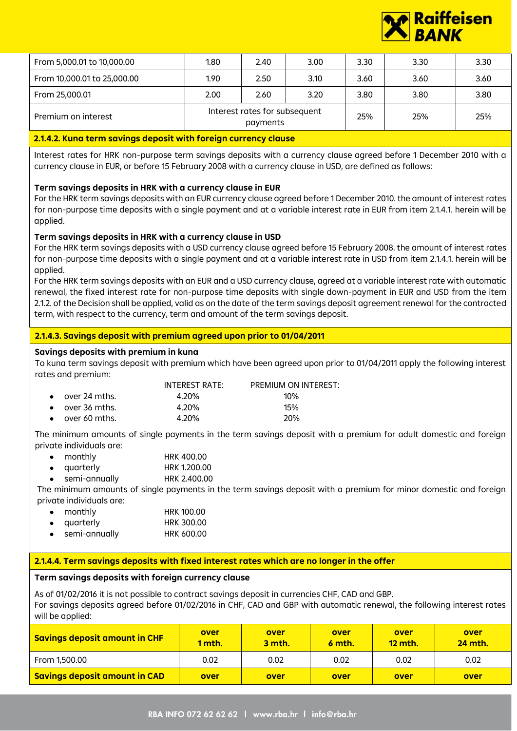| From 5,000.01 to 10,000.00 | 1.80 | 2.40 | 3.00 | 3.30 | 3.30 | 3.30 |
|---|---|---|---|---|---|---|
| From 10,000.01 to 25,000.00 | 1.90 | 2.50 | 3.10 | 3.60 | 3.60 | 3.60 |
| From 25,000.01 | 2.00 | 2.60 | 3.20 | 3.80 | 3.80 | 3.80 |
| Premium on interest | Interest rates for subsequent payments | | | 25% | 25% | 25% |

### 2.1.4.2. Kuna term savings deposit with foreign currency clause

Interest rates for HRK non-purpose term savings deposits with a currency clause agreed before 1 December 2010 with a currency clause in EUR, or before 15 February 2008 with a currency clause in USD, are defined as follows:

**Term savings deposits in HRK with a currency clause in EUR**
For the HRK term savings deposits with an EUR currency clause agreed before 1 December 2010. the amount of interest rates for non-purpose time deposits with a single payment and at a variable interest rate in EUR from item 2.1.4.1. herein will be applied.

**Term savings deposits in HRK with a currency clause in USD**
For the HRK term savings deposits with a USD currency clause agreed before 15 February 2008. the amount of interest rates for non-purpose time deposits with a single payment and at a variable interest rate in USD from item 2.1.4.1. herein will be applied.
For the HRK term savings deposits with an EUR and a USD currency clause, agreed at a variable interest rate with automatic renewal, the fixed interest rate for non-purpose time deposits with single down-payment in EUR and USD from the item 2.1.2. of the Decision shall be applied, valid as on the date of the term savings deposit agreement renewal for the contracted term, with respect to the currency, term and amount of the term savings deposit.

### 2.1.4.3. Savings deposit with premium agreed upon prior to 01/04/2011

**Savings deposits with premium in kuna**
To kuna term savings deposit with premium which have been agreed upon prior to 01/04/2011 apply the following interest rates and premium:

| | INTEREST RATE: | PREMIUM ON INTEREST: |
|---|---|---|
| • over 24 mths. | 4.20% | 10% |
| • over 36 mths. | 4.20% | 15% |
| • over 60 mths. | 4.20% | 20% |

The minimum amounts of single payments in the term savings deposit with a premium for adult domestic and foreign private individuals are:

- monthly HRK 400.00
- quarterly HRK 1.200.00
- semi-annually HRK 2.400.00

The minimum amounts of single payments in the term savings deposit with a premium for minor domestic and foreign private individuals are:

- monthly HRK 100.00
- quarterly HRK 300.00
- semi-annually HRK 600.00

### 2.1.4.4. Term savings deposits with fixed interest rates which are no longer in the offer

**Term savings deposits with foreign currency clause**

As of 01/02/2016 it is not possible to contract savings deposit in currencies CHF, CAD and GBP.
For savings deposits agreed before 01/02/2016 in CHF, CAD and GBP with automatic renewal, the following interest rates will be applied:

| Savings deposit amount in CHF | over 1 mth. | over 3 mth. | over 6 mth. | over 12 mth. | over 24 mth. |
|---|---|---|---|---|---|
| From 1,500.00 | 0.02 | 0.02 | 0.02 | 0.02 | 0.02 |
| **Savings deposit amount in CAD** | **over** | **over** | **over** | **over** | **over** |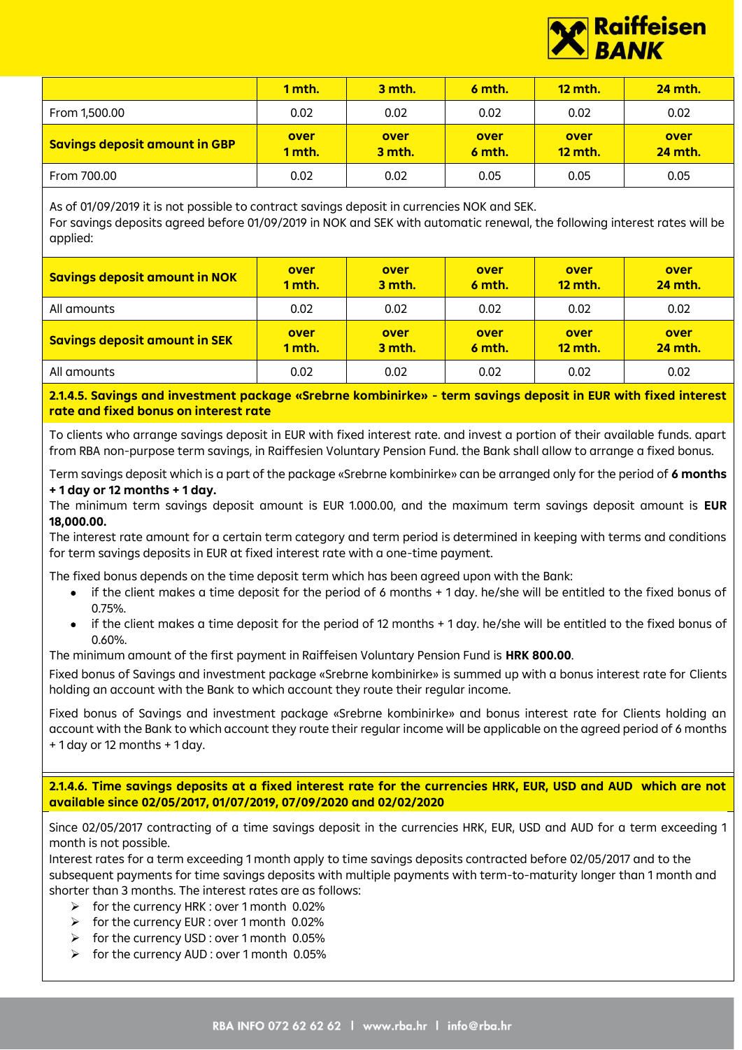| | 1 mth. | 3 mth. | 6 mth. | 12 mth. | 24 mth. |
|---|---|---|---|---|---|
| From 1,500.00 | 0.02 | 0.02 | 0.02 | 0.02 | 0.02 |

| Savings deposit amount in GBP | over 1 mth. | over 3 mth. | over 6 mth. | over 12 mth. | over 24 mth. |
|---|---|---|---|---|---|
| From 700.00 | 0.02 | 0.02 | 0.05 | 0.05 | 0.05 |

As of 01/09/2019 it is not possible to contract savings deposit in currencies NOK and SEK.
For savings deposits agreed before 01/09/2019 in NOK and SEK with automatic renewal, the following interest rates will be applied:

| Savings deposit amount in NOK | over 1 mth. | over 3 mth. | over 6 mth. | over 12 mth. | over 24 mth. |
|---|---|---|---|---|---|
| All amounts | 0.02 | 0.02 | 0.02 | 0.02 | 0.02 |

| Savings deposit amount in SEK | over 1 mth. | over 3 mth. | over 6 mth. | over 12 mth. | over 24 mth. |
|---|---|---|---|---|---|
| All amounts | 0.02 | 0.02 | 0.02 | 0.02 | 0.02 |

#### 2.1.4.5. Savings and investment package «Srebrne kombinirke» - term savings deposit in EUR with fixed interest rate and fixed bonus on interest rate

To clients who arrange savings deposit in EUR with fixed interest rate. and invest a portion of their available funds. apart from RBA non-purpose term savings, in Raiffesien Voluntary Pension Fund. the Bank shall allow to arrange a fixed bonus.

Term savings deposit which is a part of the package «Srebrne kombinirke» can be arranged only for the period of **6 months + 1 day or 12 months + 1 day.**
The minimum term savings deposit amount is EUR 1.000.00, and the maximum term savings deposit amount is **EUR 18,000.00.**
The interest rate amount for a certain term category and term period is determined in keeping with terms and conditions for term savings deposits in EUR at fixed interest rate with a one-time payment.

The fixed bonus depends on the time deposit term which has been agreed upon with the Bank:

- if the client makes a time deposit for the period of 6 months + 1 day. he/she will be entitled to the fixed bonus of 0.75%.
- if the client makes a time deposit for the period of 12 months + 1 day. he/she will be entitled to the fixed bonus of 0.60%.

The minimum amount of the first payment in Raiffeisen Voluntary Pension Fund is **HRK 800.00**.

Fixed bonus of Savings and investment package «Srebrne kombinirke» is summed up with a bonus interest rate for Clients holding an account with the Bank to which account they route their regular income.

Fixed bonus of Savings and investment package «Srebrne kombinirke» and bonus interest rate for Clients holding an account with the Bank to which account they route their regular income will be applicable on the agreed period of 6 months + 1 day or 12 months + 1 day.

#### 2.1.4.6. Time savings deposits at a fixed interest rate for the currencies HRK, EUR, USD and AUD which are not available since 02/05/2017, 01/07/2019, 07/09/2020 and 02/02/2020

Since 02/05/2017 contracting of a time savings deposit in the currencies HRK, EUR, USD and AUD for a term exceeding 1 month is not possible.
Interest rates for a term exceeding 1 month apply to time savings deposits contracted before 02/05/2017 and to the subsequent payments for time savings deposits with multiple payments with term-to-maturity longer than 1 month and shorter than 3 months. The interest rates are as follows:

- for the currency HRK : over 1 month 0.02%
- for the currency EUR : over 1 month 0.02%
- for the currency USD : over 1 month 0.05%
- for the currency AUD : over 1 month 0.05%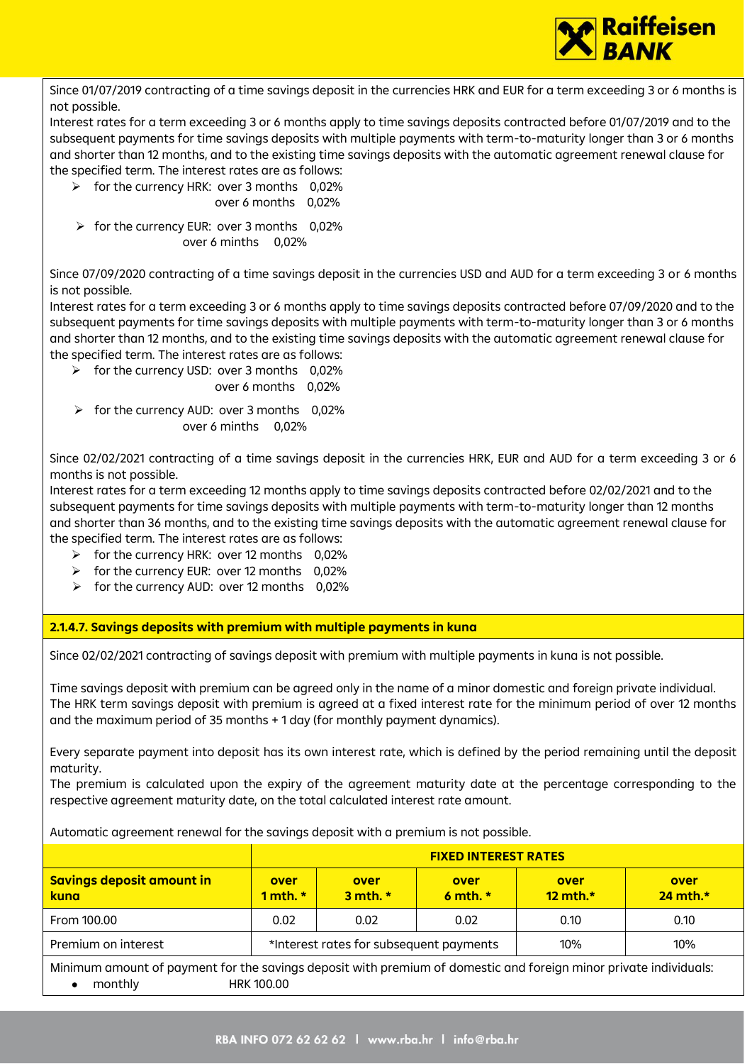Since 01/07/2019 contracting of a time savings deposit in the currencies HRK and EUR for a term exceeding 3 or 6 months is not possible.
Interest rates for a term exceeding 3 or 6 months apply to time savings deposits contracted before 01/07/2019 and to the subsequent payments for time savings deposits with multiple payments with term-to-maturity longer than 3 or 6 months and shorter than 12 months, and to the existing time savings deposits with the automatic agreement renewal clause for the specified term. The interest rates are as follows:

- for the currency HRK: over 3 months 0,02%
  over 6 months 0,02%
- for the currency EUR: over 3 months 0,02%
  over 6 minths 0,02%

Since 07/09/2020 contracting of a time savings deposit in the currencies USD and AUD for a term exceeding 3 or 6 months is not possible.
Interest rates for a term exceeding 3 or 6 months apply to time savings deposits contracted before 07/09/2020 and to the subsequent payments for time savings deposits with multiple payments with term-to-maturity longer than 3 or 6 months and shorter than 12 months, and to the existing time savings deposits with the automatic agreement renewal clause for the specified term. The interest rates are as follows:

- for the currency USD: over 3 months 0,02%
  over 6 months 0,02%
- for the currency AUD: over 3 months 0,02%
  over 6 minths 0,02%

Since 02/02/2021 contracting of a time savings deposit in the currencies HRK, EUR and AUD for a term exceeding 3 or 6 months is not possible.
Interest rates for a term exceeding 12 months apply to time savings deposits contracted before 02/02/2021 and to the subsequent payments for time savings deposits with multiple payments with term-to-maturity longer than 12 months and shorter than 36 months, and to the existing time savings deposits with the automatic agreement renewal clause for the specified term. The interest rates are as follows:

- for the currency HRK: over 12 months 0,02%
- for the currency EUR: over 12 months 0,02%
- for the currency AUD: over 12 months 0,02%

#### 2.1.4.7. Savings deposits with premium with multiple payments in kuna

Since 02/02/2021 contracting of savings deposit with premium with multiple payments in kuna is not possible.

Time savings deposit with premium can be agreed only in the name of a minor domestic and foreign private individual. The HRK term savings deposit with premium is agreed at a fixed interest rate for the minimum period of over 12 months and the maximum period of 35 months + 1 day (for monthly payment dynamics).

Every separate payment into deposit has its own interest rate, which is defined by the period remaining until the deposit maturity.
The premium is calculated upon the expiry of the agreement maturity date at the percentage corresponding to the respective agreement maturity date, on the total calculated interest rate amount.

Automatic agreement renewal for the savings deposit with a premium is not possible.

| | FIXED INTEREST RATES | | | | |
|---|---|---|---|---|---|
| **Savings deposit amount in kuna** | **over 1 mth. *** | **over 3 mth. *** | **over 6 mth. *** | **over 12 mth.*** | **over 24 mth.*** |
| From 100.00 | 0.02 | 0.02 | 0.02 | 0.10 | 0.10 |
| Premium on interest | *Interest rates for subsequent payments | | | 10% | 10% |

Minimum amount of payment for the savings deposit with premium of domestic and foreign minor private individuals:

- monthly HRK 100.00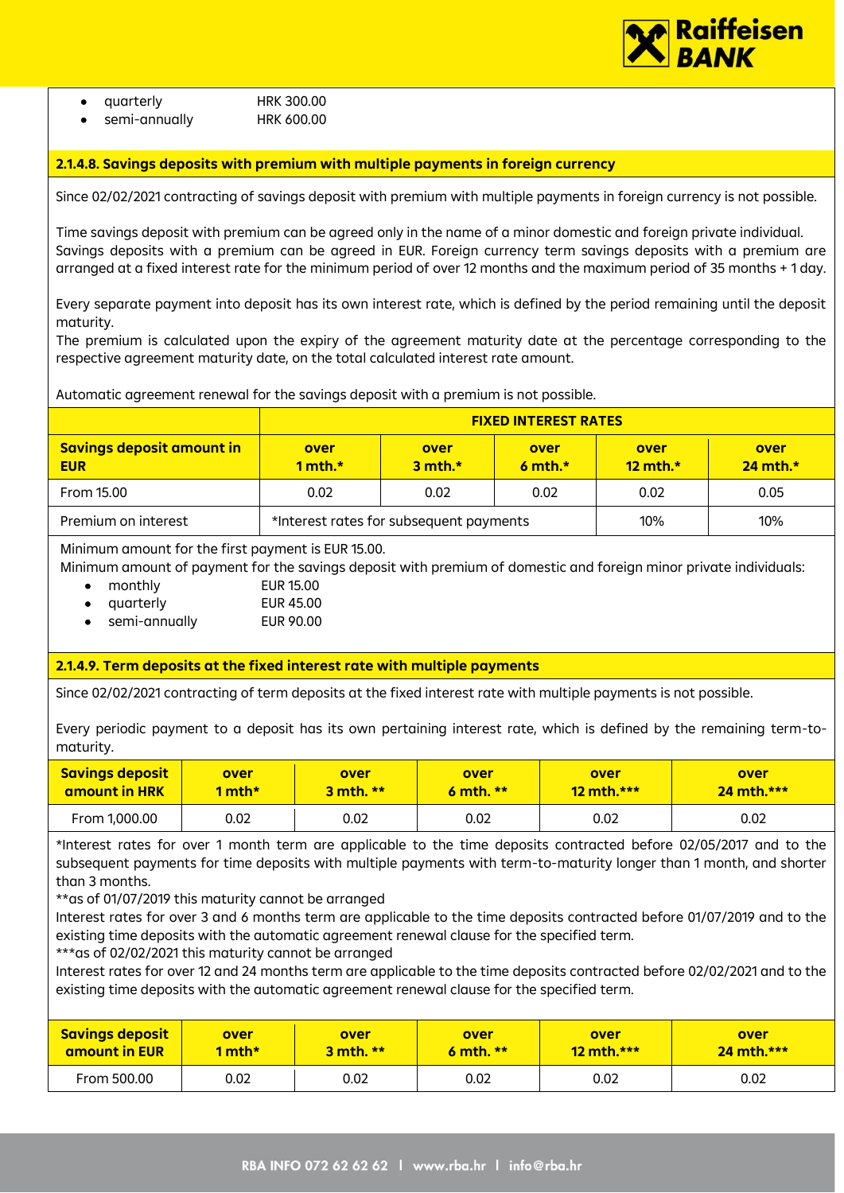- quarterly HRK 300.00
- semi-annually HRK 600.00

### 2.1.4.8. Savings deposits with premium with multiple payments in foreign currency

Since 02/02/2021 contracting of savings deposit with premium with multiple payments in foreign currency is not possible.

Time savings deposit with premium can be agreed only in the name of a minor domestic and foreign private individual. Savings deposits with a premium can be agreed in EUR. Foreign currency term savings deposits with a premium are arranged at a fixed interest rate for the minimum period of over 12 months and the maximum period of 35 months + 1 day.

Every separate payment into deposit has its own interest rate, which is defined by the period remaining until the deposit maturity.
The premium is calculated upon the expiry of the agreement maturity date at the percentage corresponding to the respective agreement maturity date, on the total calculated interest rate amount.

Automatic agreement renewal for the savings deposit with a premium is not possible.

| | FIXED INTEREST RATES | | | | |
|---|---|---|---|---|---|
| **Savings deposit amount in EUR** | **over 1 mth.*** | **over 3 mth.*** | **over 6 mth.*** | **over 12 mth.*** | **over 24 mth.*** |
| From 15.00 | 0.02 | 0.02 | 0.02 | 0.02 | 0.05 |
| Premium on interest | *Interest rates for subsequent payments | | | 10% | 10% |

Minimum amount for the first payment is EUR 15.00.
Minimum amount of payment for the savings deposit with premium of domestic and foreign minor private individuals:

- monthly EUR 15.00
- quarterly EUR 45.00
- semi-annually EUR 90.00

### 2.1.4.9. Term deposits at the fixed interest rate with multiple payments

Since 02/02/2021 contracting of term deposits at the fixed interest rate with multiple payments is not possible.

Every periodic payment to a deposit has its own pertaining interest rate, which is defined by the remaining term-to-maturity.

| Savings deposit amount in HRK | over 1 mth* | over 3 mth. ** | over 6 mth. ** | over 12 mth.*** | over 24 mth.*** |
|---|---|---|---|---|---|
| From 1,000.00 | 0.02 | 0.02 | 0.02 | 0.02 | 0.02 |

*Interest rates for over 1 month term are applicable to the time deposits contracted before 02/05/2017 and to the subsequent payments for time deposits with multiple payments with term-to-maturity longer than 1 month, and shorter than 3 months.
**as of 01/07/2019 this maturity cannot be arranged
Interest rates for over 3 and 6 months term are applicable to the time deposits contracted before 01/07/2019 and to the existing time deposits with the automatic agreement renewal clause for the specified term.
***as of 02/02/2021 this maturity cannot be arranged
Interest rates for over 12 and 24 months term are applicable to the time deposits contracted before 02/02/2021 and to the existing time deposits with the automatic agreement renewal clause for the specified term.

| Savings deposit amount in EUR | over 1 mth* | over 3 mth. ** | over 6 mth. ** | over 12 mth.*** | over 24 mth.*** |
|---|---|---|---|---|---|
| From 500.00 | 0.02 | 0.02 | 0.02 | 0.02 | 0.02 |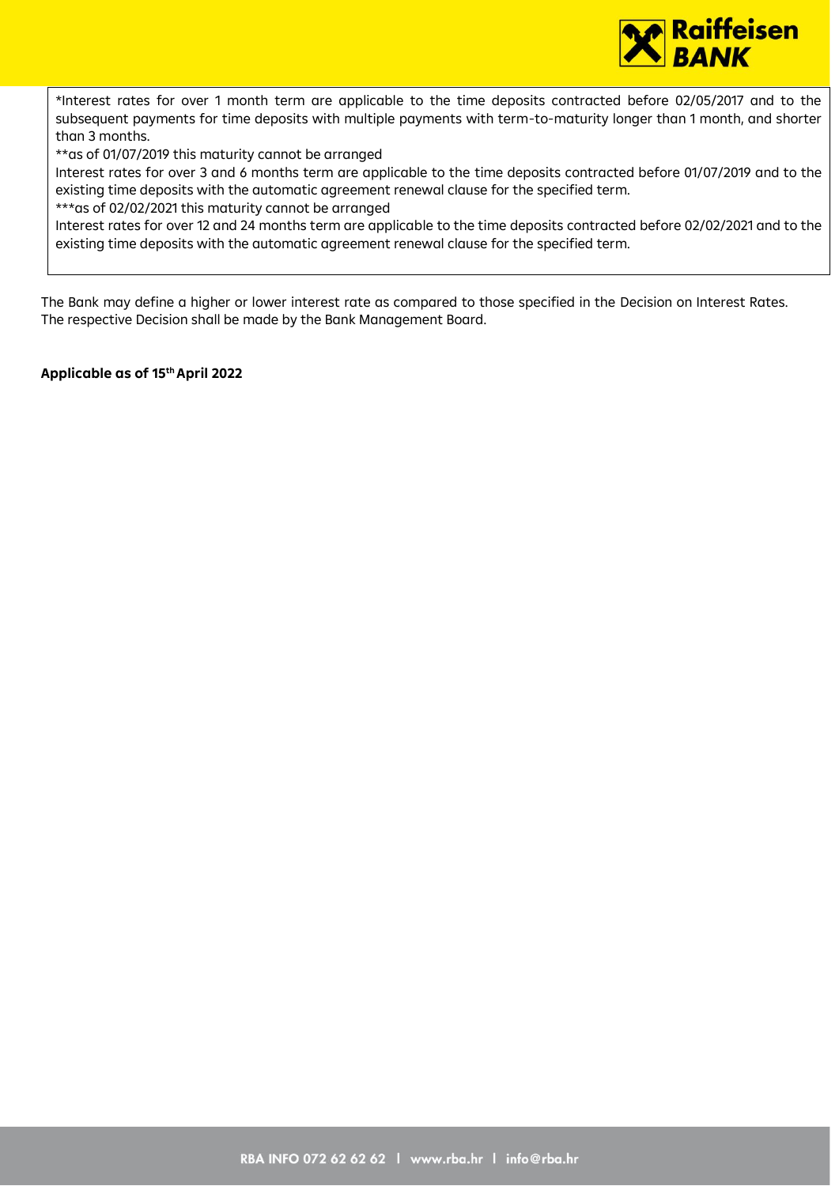*Interest rates for over 1 month term are applicable to the time deposits contracted before 02/05/2017 and to the subsequent payments for time deposits with multiple payments with term-to-maturity longer than 1 month, and shorter than 3 months.
**as of 01/07/2019 this maturity cannot be arranged
Interest rates for over 3 and 6 months term are applicable to the time deposits contracted before 01/07/2019 and to the existing time deposits with the automatic agreement renewal clause for the specified term.
***as of 02/02/2021 this maturity cannot be arranged
Interest rates for over 12 and 24 months term are applicable to the time deposits contracted before 02/02/2021 and to the existing time deposits with the automatic agreement renewal clause for the specified term.

The Bank may define a higher or lower interest rate as compared to those specified in the Decision on Interest Rates.
The respective Decision shall be made by the Bank Management Board.

**Applicable as of 15th April 2022**